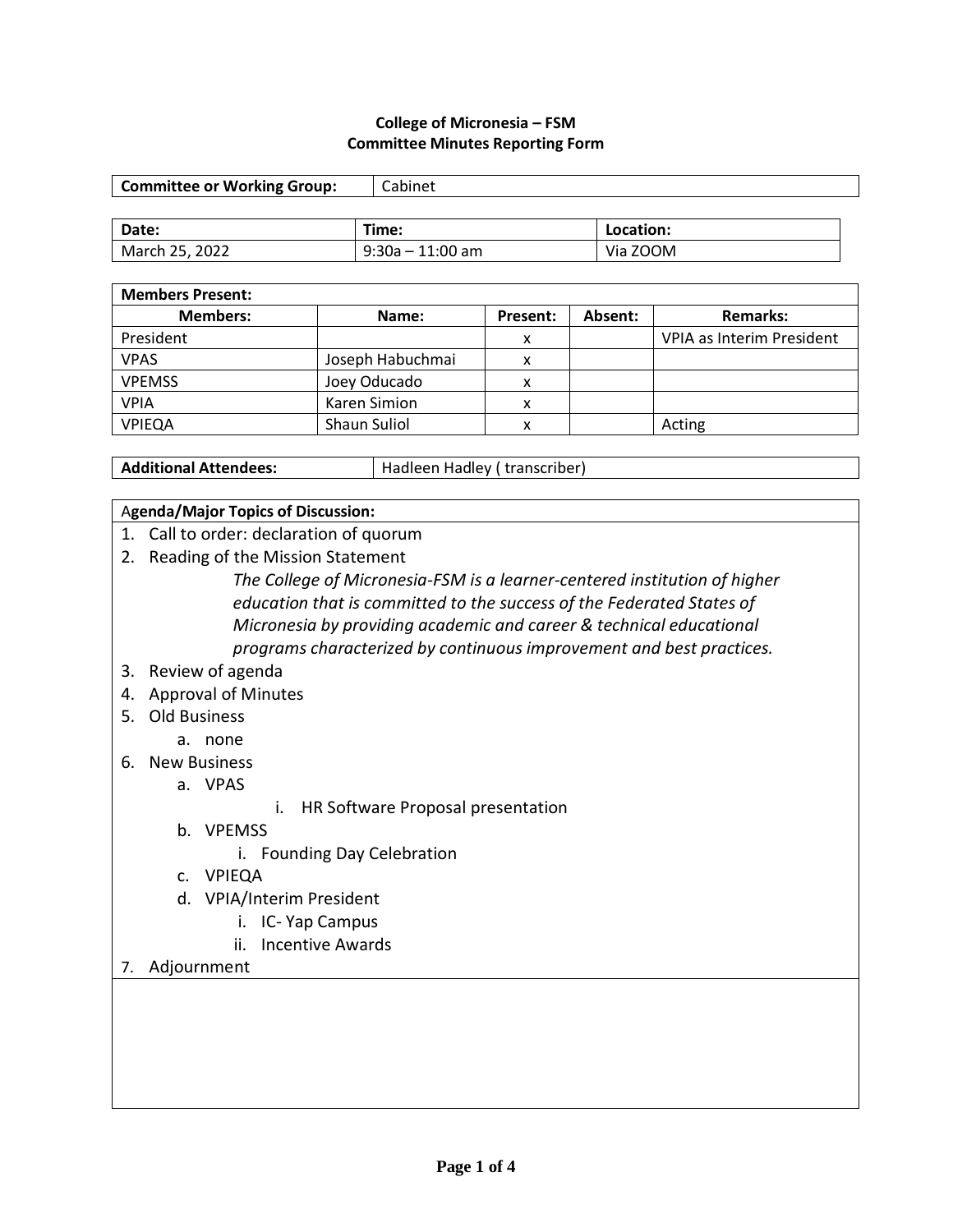**College of Micronesia – FSM**
**Committee Minutes Reporting Form**

| **Committee or Working Group:** | Cabinet |
| --- | --- |

| **Date:** | **Time:** | **Location:** |
| --- | --- | --- |
| March 25, 2022 | 9:30a – 11:00 am | Via ZOOM |

| **Members Present:** | | | | |
| --- | --- | --- | --- | --- |
| **Members:** | **Name:** | **Present:** | **Absent:** | **Remarks:** |
| President | | x | | VPIA as Interim President |
| VPAS | Joseph Habuchmai | x | | |
| VPEMSS | Joey Oducado | x | | |
| VPIA | Karen Simion | x | | |
| VPIEQA | Shaun Suliol | x | | Acting |

| **Additional Attendees:** | Hadleen Hadley ( transcriber) |
| --- | --- |

**Agenda/Major Topics of Discussion:**

1. Call to order: declaration of quorum
2. Reading of the Mission Statement

   *The College of Micronesia-FSM is a learner-centered institution of higher education that is committed to the success of the Federated States of Micronesia by providing academic and career & technical educational programs characterized by continuous improvement and best practices.*
3. Review of agenda
4. Approval of Minutes
5. Old Business
   a. none
6. New Business
   a. VPAS
      i. HR Software Proposal presentation
   b. VPEMSS
      i. Founding Day Celebration
   c. VPIEQA
   d. VPIA/Interim President
      i. IC- Yap Campus
      ii. Incentive Awards
7. Adjournment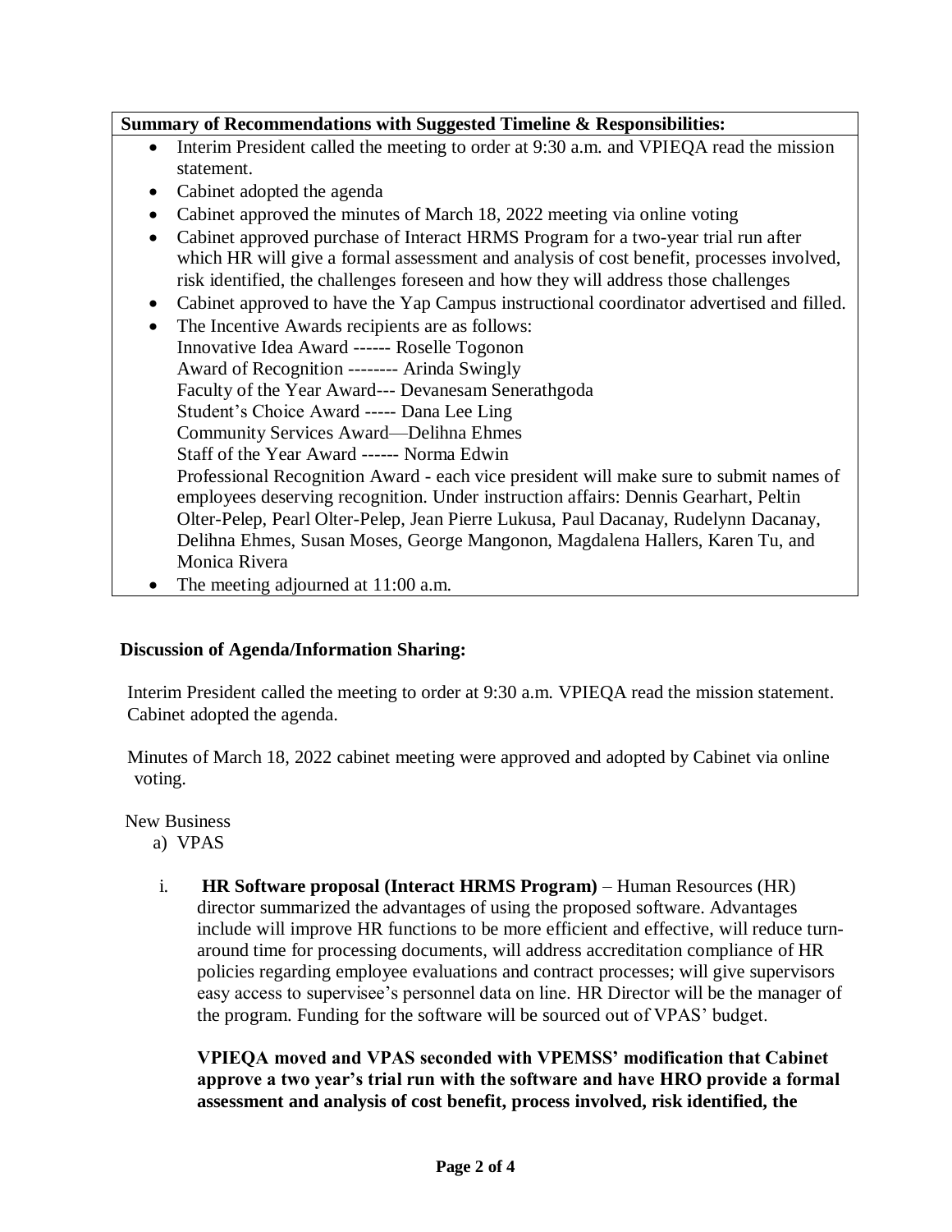**Summary of Recommendations with Suggested Timeline & Responsibilities:**

- Interim President called the meeting to order at 9:30 a.m. and VPIEQA read the mission statement.
- Cabinet adopted the agenda
- Cabinet approved the minutes of March 18, 2022 meeting via online voting
- Cabinet approved purchase of Interact HRMS Program for a two-year trial run after which HR will give a formal assessment and analysis of cost benefit, processes involved, risk identified, the challenges foreseen and how they will address those challenges
- Cabinet approved to have the Yap Campus instructional coordinator advertised and filled.
- The Incentive Awards recipients are as follows:
  Innovative Idea Award ------ Roselle Togonon
  Award of Recognition -------- Arinda Swingly
  Faculty of the Year Award--- Devanesam Senerathgoda
  Student's Choice Award ----- Dana Lee Ling
  Community Services Award—Delihna Ehmes
  Staff of the Year Award ------ Norma Edwin
  Professional Recognition Award - each vice president will make sure to submit names of employees deserving recognition. Under instruction affairs: Dennis Gearhart, Peltin Olter-Pelep, Pearl Olter-Pelep, Jean Pierre Lukusa, Paul Dacanay, Rudelynn Dacanay, Delihna Ehmes, Susan Moses, George Mangonon, Magdalena Hallers, Karen Tu, and Monica Rivera
- The meeting adjourned at 11:00 a.m.

**Discussion of Agenda/Information Sharing:**

Interim President called the meeting to order at 9:30 a.m. VPIEQA read the mission statement. Cabinet adopted the agenda.

Minutes of March 18, 2022 cabinet meeting were approved and adopted by Cabinet via online voting.

New Business

a) VPAS

i. **HR Software proposal (Interact HRMS Program)** – Human Resources (HR) director summarized the advantages of using the proposed software. Advantages include will improve HR functions to be more efficient and effective, will reduce turn-around time for processing documents, will address accreditation compliance of HR policies regarding employee evaluations and contract processes; will give supervisors easy access to supervisee's personnel data on line. HR Director will be the manager of the program. Funding for the software will be sourced out of VPAS' budget.

**VPIEQA moved and VPAS seconded with VPEMSS' modification that Cabinet approve a two year's trial run with the software and have HRO provide a formal assessment and analysis of cost benefit, process involved, risk identified, the**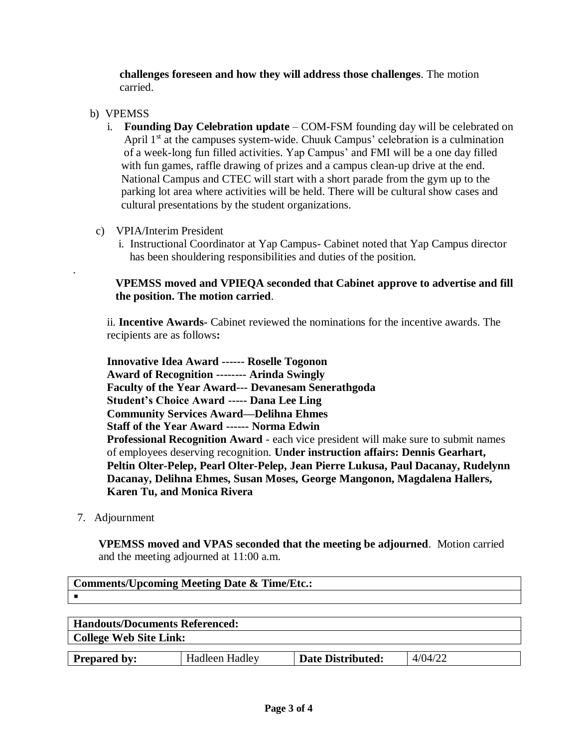**challenges foreseen and how they will address those challenges**. The motion carried.

b) VPEMSS

   i. **Founding Day Celebration update** – COM-FSM founding day will be celebrated on April 1st at the campuses system-wide. Chuuk Campus' celebration is a culmination of a week-long fun filled activities. Yap Campus' and FMI will be a one day filled with fun games, raffle drawing of prizes and a campus clean-up drive at the end. National Campus and CTEC will start with a short parade from the gym up to the parking lot area where activities will be held. There will be cultural show cases and cultural presentations by the student organizations.

c) VPIA/Interim President

   i. Instructional Coordinator at Yap Campus- Cabinet noted that Yap Campus director has been shouldering responsibilities and duties of the position.

   **VPEMSS moved and VPIEQA seconded that Cabinet approve to advertise and fill the position. The motion carried**.

   ii. **Incentive Awards-** Cabinet reviewed the nominations for the incentive awards. The recipients are as follows**:**

   **Innovative Idea Award ------ Roselle Togonon**
   **Award of Recognition -------- Arinda Swingly**
   **Faculty of the Year Award--- Devanesam Senerathgoda**
   **Student's Choice Award ----- Dana Lee Ling**
   **Community Services Award—Delihna Ehmes**
   **Staff of the Year Award ------ Norma Edwin**
   **Professional Recognition Award** - each vice president will make sure to submit names of employees deserving recognition. **Under instruction affairs: Dennis Gearhart, Peltin Olter-Pelep, Pearl Olter-Pelep, Jean Pierre Lukusa, Paul Dacanay, Rudelynn Dacanay, Delihna Ehmes, Susan Moses, George Mangonon, Magdalena Hallers, Karen Tu, and Monica Rivera**

7. Adjournment

   **VPEMSS moved and VPAS seconded that the meeting be adjourned**. Motion carried and the meeting adjourned at 11:00 a.m.

| **Comments/Upcoming Meeting Date & Time/Etc.:** |
| --- |
| ▪ |

| **Handouts/Documents Referenced:** |
| --- |
| **College Web Site Link:** |

| **Prepared by:** | Hadleen Hadley | **Date Distributed:** | 4/04/22 |
| --- | --- | --- | --- |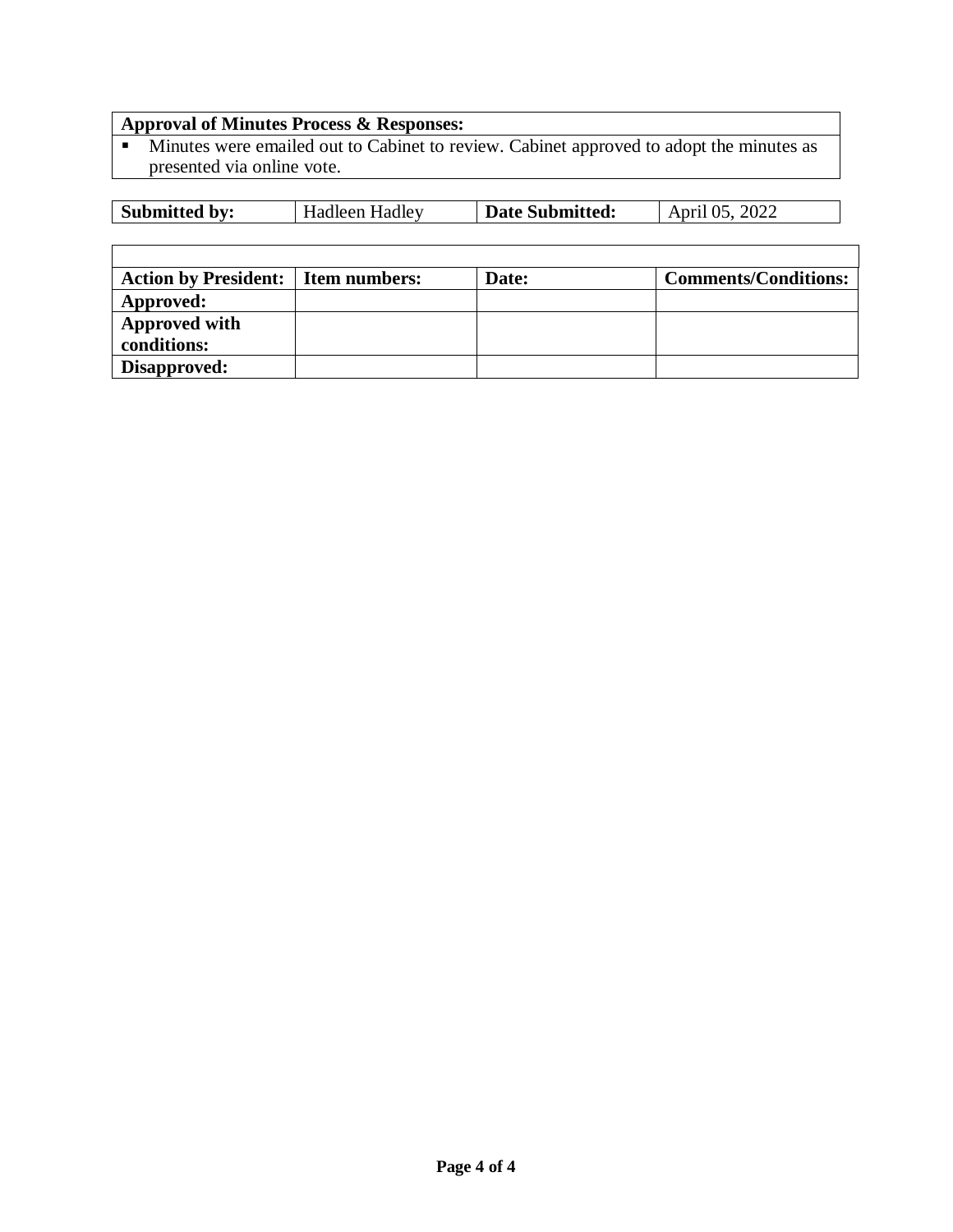| **Approval of Minutes Process & Responses:** |
|---|
| ▪ Minutes were emailed out to Cabinet to review. Cabinet approved to adopt the minutes as presented via online vote. |

| **Submitted by:** | Hadleen Hadley | **Date Submitted:** | April 05, 2022 |
|---|---|---|---|

| | | | |
|---|---|---|---|
| **Action by President:** | **Item numbers:** | **Date:** | **Comments/Conditions:** |
| **Approved:** | | | |
| **Approved with conditions:** | | | |
| **Disapproved:** | | | |